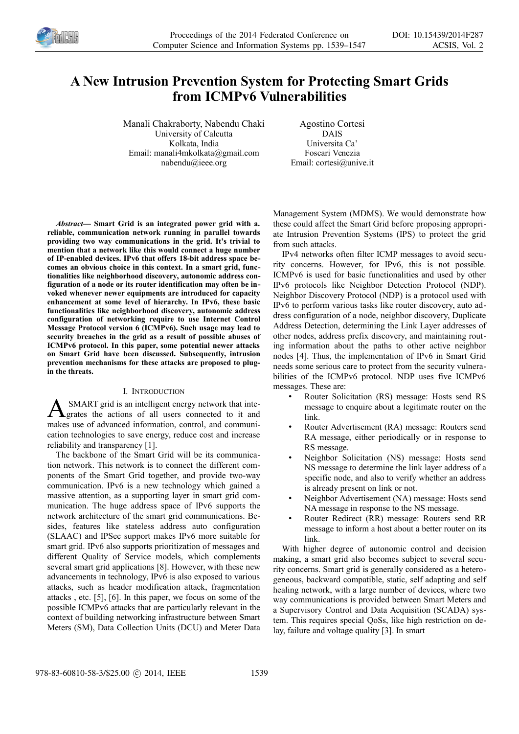# A New Intrusion Prevention System for Protecting Smart Grids from ICMPv6 Vulnerabilities

Manali Chakraborty, Nabendu Chaki
University of Calcutta
Kolkata, India
Email: manali4mkolkata@gmail.com
nabendu@ieee.org

Agostino Cortesi
DAIS
Universita Ca' Foscari Venezia
Email: cortesi@unive.it

***Abstract*— Smart Grid is an integrated power grid with a. reliable, communication network running in parallel towards providing two way communications in the grid. It's trivial to mention that a network like this would connect a huge number of IP-enabled devices. IPv6 that offers 18-bit address space becomes an obvious choice in this context. In a smart grid, functionalities like neighborhood discovery, autonomic address configuration of a node or its router identification may often be invoked whenever newer equipments are introduced for capacity enhancement at some level of hierarchy. In IPv6, these basic functionalities like neighborhood discovery, autonomic address configuration of networking require to use Internet Control Message Protocol version 6 (ICMPv6). Such usage may lead to security breaches in the grid as a result of possible abuses of ICMPv6 protocol. In this paper, some potential newer attacks on Smart Grid have been discussed. Subsequently, intrusion prevention mechanisms for these attacks are proposed to plug-in the threats.**

## I. Introduction

A SMART grid is an intelligent energy network that integrates the actions of all users connected to it and makes use of advanced information, control, and communication technologies to save energy, reduce cost and increase reliability and transparency [1].

The backbone of the Smart Grid will be its communication network. This network is to connect the different components of the Smart Grid together, and provide two-way communication. IPv6 is a new technology which gained a massive attention, as a supporting layer in smart grid communication. The huge address space of IPv6 supports the network architecture of the smart grid communications. Besides, features like stateless address auto configuration (SLAAC) and IPSec support makes IPv6 more suitable for smart grid. IPv6 also supports prioritization of messages and different Quality of Service models, which complements several smart grid applications [8]. However, with these new advancements in technology, IPv6 is also exposed to various attacks, such as header modification attack, fragmentation attacks , etc. [5], [6]. In this paper, we focus on some of the possible ICMPv6 attacks that are particularly relevant in the context of building networking infrastructure between Smart Meters (SM), Data Collection Units (DCU) and Meter Data Management System (MDMS). We would demonstrate how these could affect the Smart Grid before proposing appropriate Intrusion Prevention Systems (IPS) to protect the grid from such attacks.

IPv4 networks often filter ICMP messages to avoid security concerns. However, for IPv6, this is not possible. ICMPv6 is used for basic functionalities and used by other IPv6 protocols like Neighbor Detection Protocol (NDP). Neighbor Discovery Protocol (NDP) is a protocol used with IPv6 to perform various tasks like router discovery, auto address configuration of a node, neighbor discovery, Duplicate Address Detection, determining the Link Layer addresses of other nodes, address prefix discovery, and maintaining routing information about the paths to other active neighbor nodes [4]. Thus, the implementation of IPv6 in Smart Grid needs some serious care to protect from the security vulnerabilities of the ICMPv6 protocol. NDP uses five ICMPv6 messages. These are:

- Router Solicitation (RS) message: Hosts send RS message to enquire about a legitimate router on the link.
- Router Advertisement (RA) message: Routers send RA message, either periodically or in response to RS message.
- Neighbor Solicitation (NS) message: Hosts send NS message to determine the link layer address of a specific node, and also to verify whether an address is already present on link or not.
- Neighbor Advertisement (NA) message: Hosts send NA message in response to the NS message.
- Router Redirect (RR) message: Routers send RR message to inform a host about a better router on its link.

With higher degree of autonomic control and decision making, a smart grid also becomes subject to several security concerns. Smart grid is generally considered as a heterogeneous, backward compatible, static, self adapting and self healing network, with a large number of devices, where two way communications is provided between Smart Meters and a Supervisory Control and Data Acquisition (SCADA) system. This requires special QoSs, like high restriction on delay, failure and voltage quality [3]. In smart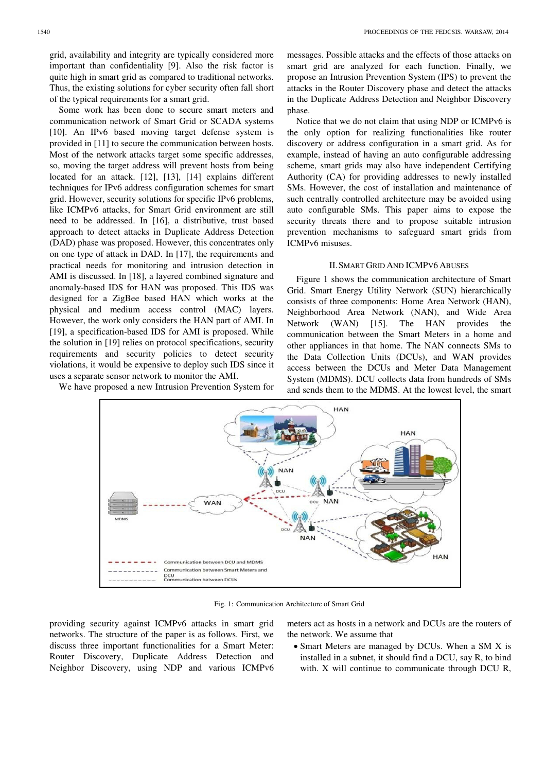grid, availability and integrity are typically considered more important than confidentiality [9]. Also the risk factor is quite high in smart grid as compared to traditional networks. Thus, the existing solutions for cyber security often fall short of the typical requirements for a smart grid.

Some work has been done to secure smart meters and communication network of Smart Grid or SCADA systems [10]. An IPv6 based moving target defense system is provided in [11] to secure the communication between hosts. Most of the network attacks target some specific addresses, so, moving the target address will prevent hosts from being located for an attack. [12], [13], [14] explains different techniques for IPv6 address configuration schemes for smart grid. However, security solutions for specific IPv6 problems, like ICMPv6 attacks, for Smart Grid environment are still need to be addressed. In [16], a distributive, trust based approach to detect attacks in Duplicate Address Detection (DAD) phase was proposed. However, this concentrates only on one type of attack in DAD. In [17], the requirements and practical needs for monitoring and intrusion detection in AMI is discussed. In [18], a layered combined signature and anomaly-based IDS for HAN was proposed. This IDS was designed for a ZigBee based HAN which works at the physical and medium access control (MAC) layers. However, the work only considers the HAN part of AMI. In [19], a specification-based IDS for AMI is proposed. While the solution in [19] relies on protocol specifications, security requirements and security policies to detect security violations, it would be expensive to deploy such IDS since it uses a separate sensor network to monitor the AMI.

We have proposed a new Intrusion Prevention System for providing security against ICMPv6 attacks in smart grid networks. The structure of the paper is as follows. First, we discuss three important functionalities for a Smart Meter: Router Discovery, Duplicate Address Detection and Neighbor Discovery, using NDP and various ICMPv6 messages. Possible attacks and the effects of those attacks on smart grid are analyzed for each function. Finally, we propose an Intrusion Prevention System (IPS) to prevent the attacks in the Router Discovery phase and detect the attacks in the Duplicate Address Detection and Neighbor Discovery phase.

Notice that we do not claim that using NDP or ICMPv6 is the only option for realizing functionalities like router discovery or address configuration in a smart grid. As for example, instead of having an auto configurable addressing scheme, smart grids may also have independent Certifying Authority (CA) for providing addresses to newly installed SMs. However, the cost of installation and maintenance of such centrally controlled architecture may be avoided using auto configurable SMs. This paper aims to expose the security threats there and to propose suitable intrusion prevention mechanisms to safeguard smart grids from ICMPv6 misuses.

## II. Smart Grid and ICMPv6 Abuses

Figure 1 shows the communication architecture of Smart Grid. Smart Energy Utility Network (SUN) hierarchically consists of three components: Home Area Network (HAN), Neighborhood Area Network (NAN), and Wide Area Network (WAN) [15]. The HAN provides the communication between the Smart Meters in a home and other appliances in that home. The NAN connects SMs to the Data Collection Units (DCUs), and WAN provides access between the DCUs and Meter Data Management System (MDMS). DCU collects data from hundreds of SMs and sends them to the MDMS. At the lowest level, the smart meters act as hosts in a network and DCUs are the routers of the network. We assume that

Fig. 1: Communication Architecture of Smart Grid

- Smart Meters are managed by DCUs. When a SM X is installed in a subnet, it should find a DCU, say R, to bind with. X will continue to communicate through DCU R,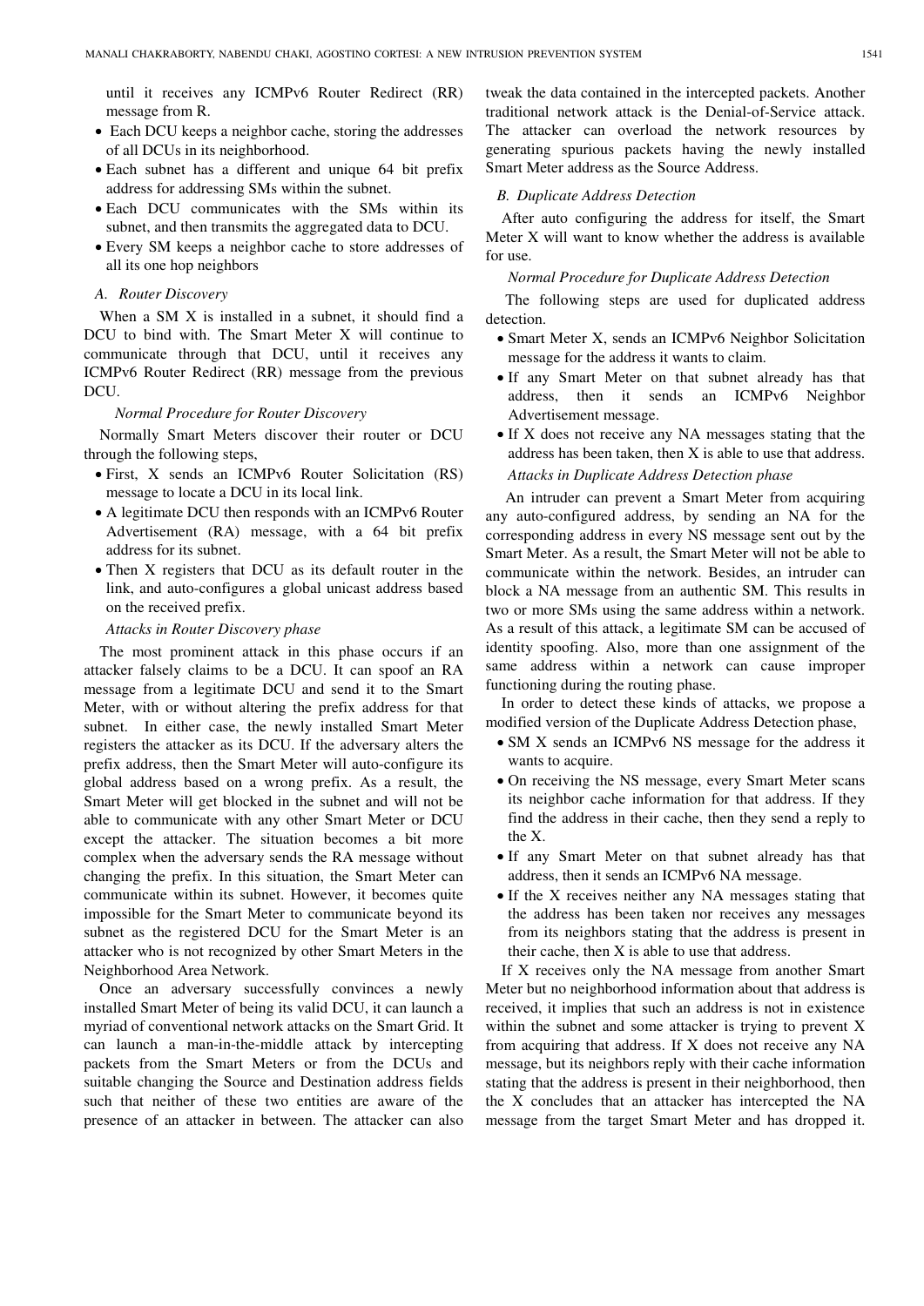until it receives any ICMPv6 Router Redirect (RR) message from R.

- Each DCU keeps a neighbor cache, storing the addresses of all DCUs in its neighborhood.
- Each subnet has a different and unique 64 bit prefix address for addressing SMs within the subnet.
- Each DCU communicates with the SMs within its subnet, and then transmits the aggregated data to DCU.
- Every SM keeps a neighbor cache to store addresses of all its one hop neighbors

### *A. Router Discovery*

When a SM X is installed in a subnet, it should find a DCU to bind with. The Smart Meter X will continue to communicate through that DCU, until it receives any ICMPv6 Router Redirect (RR) message from the previous DCU.

*Normal Procedure for Router Discovery*

Normally Smart Meters discover their router or DCU through the following steps,

- First, X sends an ICMPv6 Router Solicitation (RS) message to locate a DCU in its local link.
- A legitimate DCU then responds with an ICMPv6 Router Advertisement (RA) message, with a 64 bit prefix address for its subnet.
- Then X registers that DCU as its default router in the link, and auto-configures a global unicast address based on the received prefix.

*Attacks in Router Discovery phase*

The most prominent attack in this phase occurs if an attacker falsely claims to be a DCU. It can spoof an RA message from a legitimate DCU and send it to the Smart Meter, with or without altering the prefix address for that subnet. In either case, the newly installed Smart Meter registers the attacker as its DCU. If the adversary alters the prefix address, then the Smart Meter will auto-configure its global address based on a wrong prefix. As a result, the Smart Meter will get blocked in the subnet and will not be able to communicate with any other Smart Meter or DCU except the attacker. The situation becomes a bit more complex when the adversary sends the RA message without changing the prefix. In this situation, the Smart Meter can communicate within its subnet. However, it becomes quite impossible for the Smart Meter to communicate beyond its subnet as the registered DCU for the Smart Meter is an attacker who is not recognized by other Smart Meters in the Neighborhood Area Network.

Once an adversary successfully convinces a newly installed Smart Meter of being its valid DCU, it can launch a myriad of conventional network attacks on the Smart Grid. It can launch a man-in-the-middle attack by intercepting packets from the Smart Meters or from the DCUs and suitable changing the Source and Destination address fields such that neither of these two entities are aware of the presence of an attacker in between. The attacker can also tweak the data contained in the intercepted packets. Another traditional network attack is the Denial-of-Service attack. The attacker can overload the network resources by generating spurious packets having the newly installed Smart Meter address as the Source Address.

### *B. Duplicate Address Detection*

After auto configuring the address for itself, the Smart Meter X will want to know whether the address is available for use.

*Normal Procedure for Duplicate Address Detection*

The following steps are used for duplicated address detection.

- Smart Meter X, sends an ICMPv6 Neighbor Solicitation message for the address it wants to claim.
- If any Smart Meter on that subnet already has that address, then it sends an ICMPv6 Neighbor Advertisement message.
- If X does not receive any NA messages stating that the address has been taken, then X is able to use that address.

*Attacks in Duplicate Address Detection phase*

An intruder can prevent a Smart Meter from acquiring any auto-configured address, by sending an NA for the corresponding address in every NS message sent out by the Smart Meter. As a result, the Smart Meter will not be able to communicate within the network. Besides, an intruder can block a NA message from an authentic SM. This results in two or more SMs using the same address within a network. As a result of this attack, a legitimate SM can be accused of identity spoofing. Also, more than one assignment of the same address within a network can cause improper functioning during the routing phase.

In order to detect these kinds of attacks, we propose a modified version of the Duplicate Address Detection phase,

- SM X sends an ICMPv6 NS message for the address it wants to acquire.
- On receiving the NS message, every Smart Meter scans its neighbor cache information for that address. If they find the address in their cache, then they send a reply to the X.
- If any Smart Meter on that subnet already has that address, then it sends an ICMPv6 NA message.
- If the X receives neither any NA messages stating that the address has been taken nor receives any messages from its neighbors stating that the address is present in their cache, then X is able to use that address.

If X receives only the NA message from another Smart Meter but no neighborhood information about that address is received, it implies that such an address is not in existence within the subnet and some attacker is trying to prevent X from acquiring that address. If X does not receive any NA message, but its neighbors reply with their cache information stating that the address is present in their neighborhood, then the X concludes that an attacker has intercepted the NA message from the target Smart Meter and has dropped it.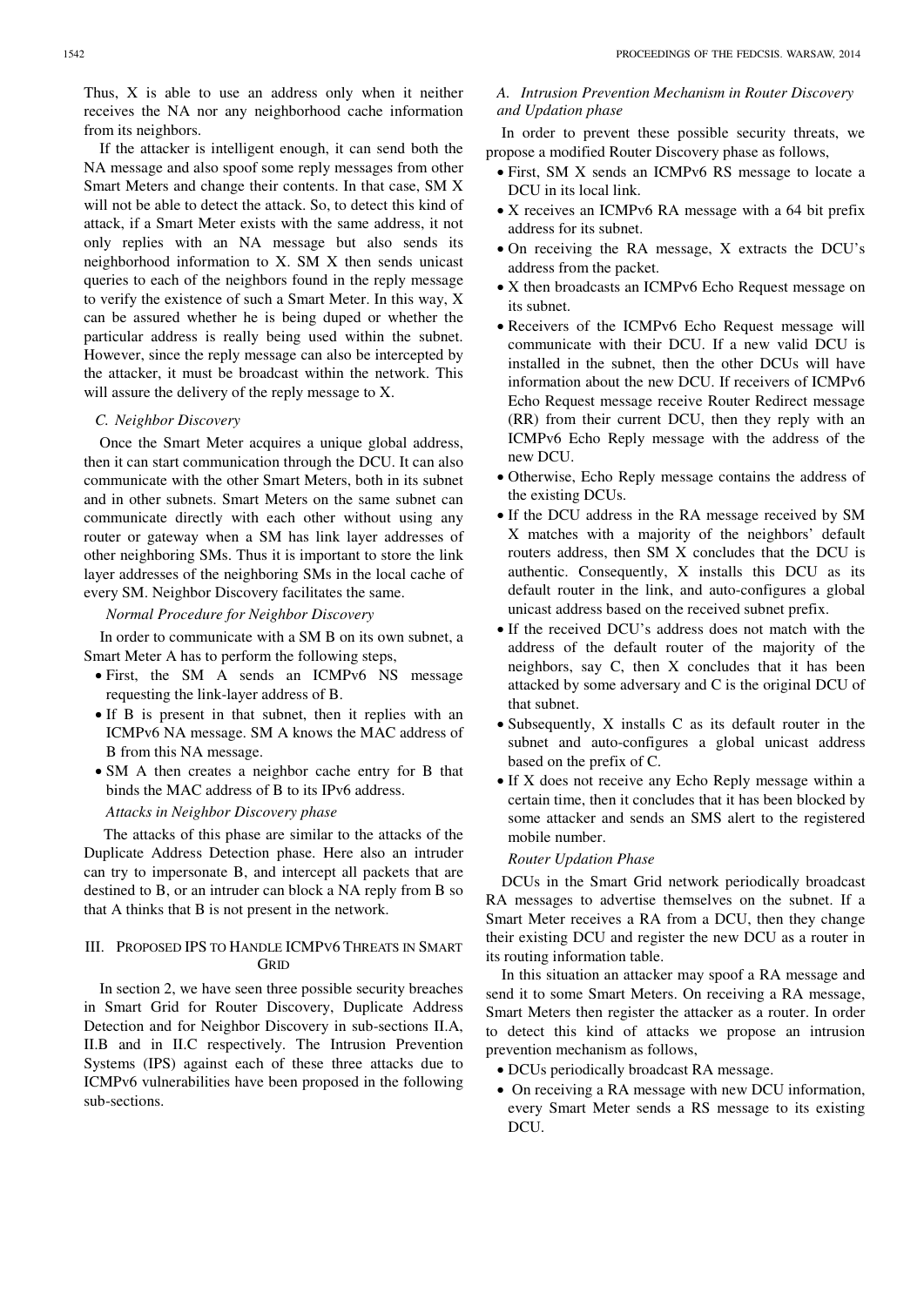Thus, X is able to use an address only when it neither receives the NA nor any neighborhood cache information from its neighbors.

If the attacker is intelligent enough, it can send both the NA message and also spoof some reply messages from other Smart Meters and change their contents. In that case, SM X will not be able to detect the attack. So, to detect this kind of attack, if a Smart Meter exists with the same address, it not only replies with an NA message but also sends its neighborhood information to X. SM X then sends unicast queries to each of the neighbors found in the reply message to verify the existence of such a Smart Meter. In this way, X can be assured whether he is being duped or whether the particular address is really being used within the subnet. However, since the reply message can also be intercepted by the attacker, it must be broadcast within the network. This will assure the delivery of the reply message to X.

### C. Neighbor Discovery

Once the Smart Meter acquires a unique global address, then it can start communication through the DCU. It can also communicate with the other Smart Meters, both in its subnet and in other subnets. Smart Meters on the same subnet can communicate directly with each other without using any router or gateway when a SM has link layer addresses of other neighboring SMs. Thus it is important to store the link layer addresses of the neighboring SMs in the local cache of every SM. Neighbor Discovery facilitates the same.

*Normal Procedure for Neighbor Discovery*

In order to communicate with a SM B on its own subnet, a Smart Meter A has to perform the following steps,

- First, the SM A sends an ICMPv6 NS message requesting the link-layer address of B.
- If B is present in that subnet, then it replies with an ICMPv6 NA message. SM A knows the MAC address of B from this NA message.
- SM A then creates a neighbor cache entry for B that binds the MAC address of B to its IPv6 address.

*Attacks in Neighbor Discovery phase*

The attacks of this phase are similar to the attacks of the Duplicate Address Detection phase. Here also an intruder can try to impersonate B, and intercept all packets that are destined to B, or an intruder can block a NA reply from B so that A thinks that B is not present in the network.

## III. Proposed IPS to Handle ICMPv6 Threats in Smart Grid

In section 2, we have seen three possible security breaches in Smart Grid for Router Discovery, Duplicate Address Detection and for Neighbor Discovery in sub-sections II.A, II.B and in II.C respectively. The Intrusion Prevention Systems (IPS) against each of these three attacks due to ICMPv6 vulnerabilities have been proposed in the following sub-sections.

### A. Intrusion Prevention Mechanism in Router Discovery and Updation phase

In order to prevent these possible security threats, we propose a modified Router Discovery phase as follows,

- First, SM X sends an ICMPv6 RS message to locate a DCU in its local link.
- X receives an ICMPv6 RA message with a 64 bit prefix address for its subnet.
- On receiving the RA message, X extracts the DCU's address from the packet.
- X then broadcasts an ICMPv6 Echo Request message on its subnet.
- Receivers of the ICMPv6 Echo Request message will communicate with their DCU. If a new valid DCU is installed in the subnet, then the other DCUs will have information about the new DCU. If receivers of ICMPv6 Echo Request message receive Router Redirect message (RR) from their current DCU, then they reply with an ICMPv6 Echo Reply message with the address of the new DCU.
- Otherwise, Echo Reply message contains the address of the existing DCUs.
- If the DCU address in the RA message received by SM X matches with a majority of the neighbors' default routers address, then SM X concludes that the DCU is authentic. Consequently, X installs this DCU as its default router in the link, and auto-configures a global unicast address based on the received subnet prefix.
- If the received DCU's address does not match with the address of the default router of the majority of the neighbors, say C, then X concludes that it has been attacked by some adversary and C is the original DCU of that subnet.
- Subsequently, X installs C as its default router in the subnet and auto-configures a global unicast address based on the prefix of C.
- If X does not receive any Echo Reply message within a certain time, then it concludes that it has been blocked by some attacker and sends an SMS alert to the registered mobile number.

*Router Updation Phase*

DCUs in the Smart Grid network periodically broadcast RA messages to advertise themselves on the subnet. If a Smart Meter receives a RA from a DCU, then they change their existing DCU and register the new DCU as a router in its routing information table.

In this situation an attacker may spoof a RA message and send it to some Smart Meters. On receiving a RA message, Smart Meters then register the attacker as a router. In order to detect this kind of attacks we propose an intrusion prevention mechanism as follows,

- DCUs periodically broadcast RA message.
- On receiving a RA message with new DCU information, every Smart Meter sends a RS message to its existing DCU.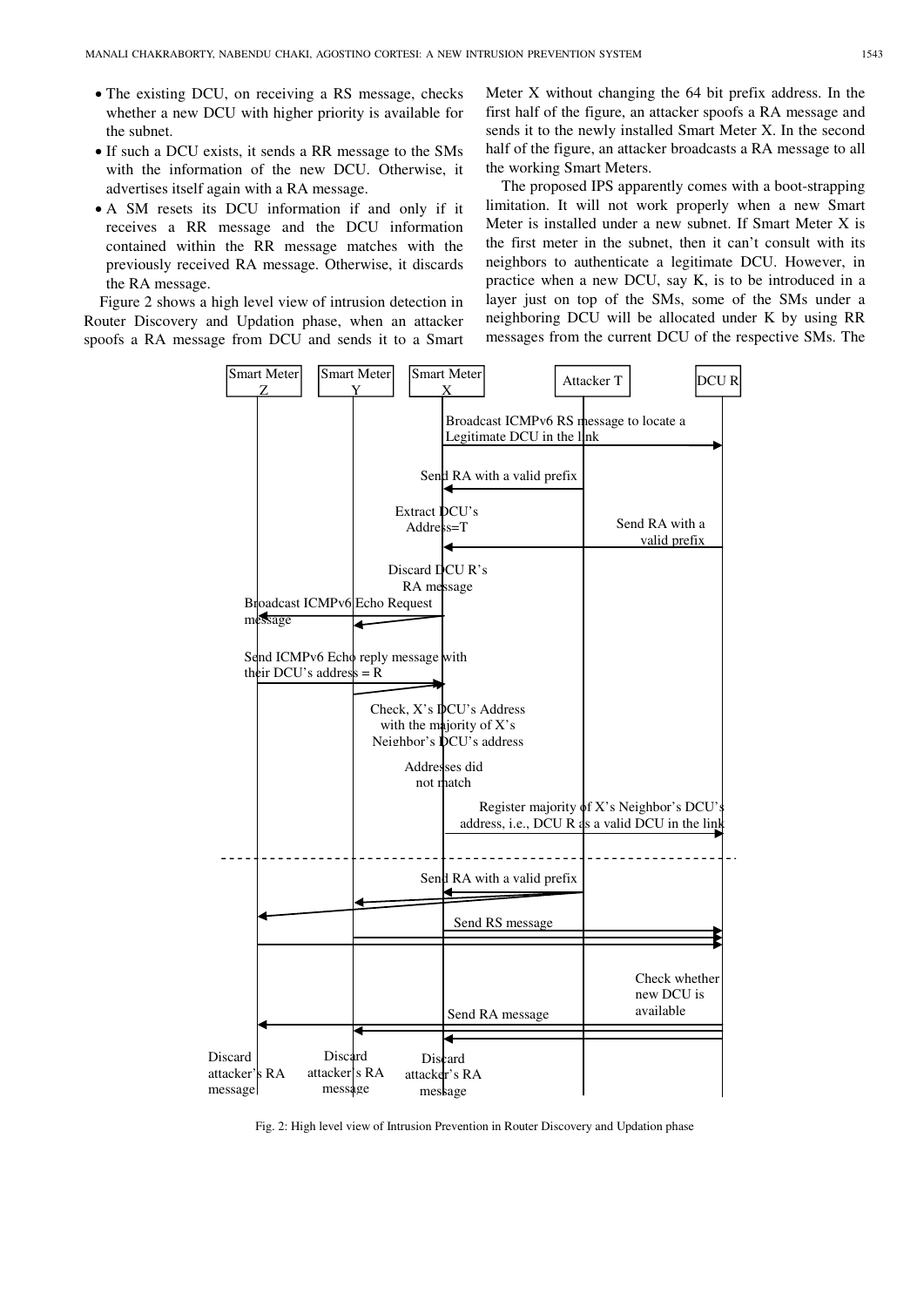- The existing DCU, on receiving a RS message, checks whether a new DCU with higher priority is available for the subnet.
- If such a DCU exists, it sends a RR message to the SMs with the information of the new DCU. Otherwise, it advertises itself again with a RA message.
- A SM resets its DCU information if and only if it receives a RR message and the DCU information contained within the RR message matches with the previously received RA message. Otherwise, it discards the RA message.

Figure 2 shows a high level view of intrusion detection in Router Discovery and Updation phase, when an attacker spoofs a RA message from DCU and sends it to a Smart Meter X without changing the 64 bit prefix address. In the first half of the figure, an attacker spoofs a RA message and sends it to the newly installed Smart Meter X. In the second half of the figure, an attacker broadcasts a RA message to all the working Smart Meters.

The proposed IPS apparently comes with a boot-strapping limitation. It will not work properly when a new Smart Meter is installed under a new subnet. If Smart Meter X is the first meter in the subnet, then it can't consult with its neighbors to authenticate a legitimate DCU. However, in practice when a new DCU, say K, is to be introduced in a layer just on top of the SMs, some of the SMs under a neighboring DCU will be allocated under K by using RR messages from the current DCU of the respective SMs. The

Fig. 2: High level view of Intrusion Prevention in Router Discovery and Updation phase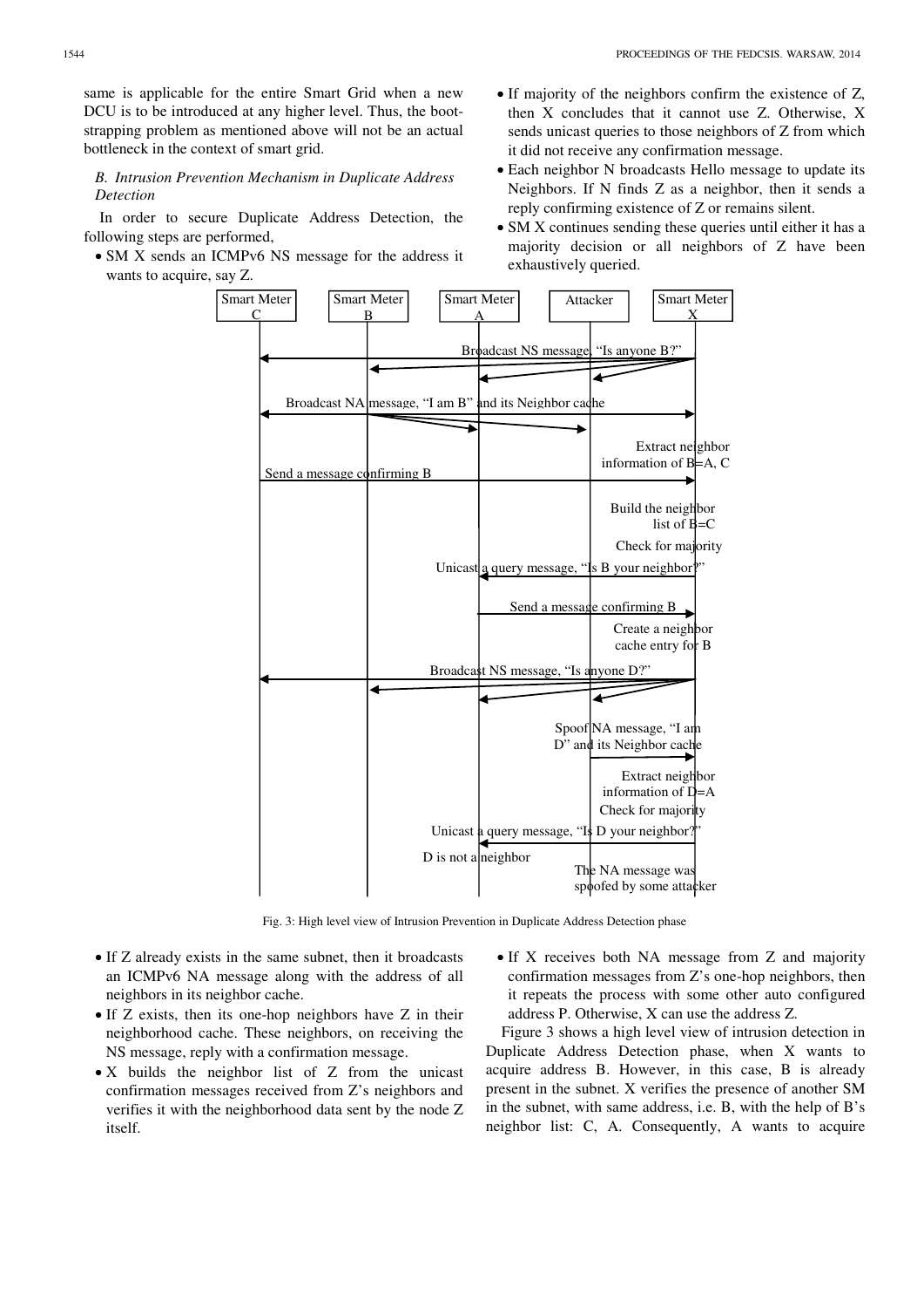same is applicable for the entire Smart Grid when a new DCU is to be introduced at any higher level. Thus, the bootstrapping problem as mentioned above will not be an actual bottleneck in the context of smart grid.

### *B. Intrusion Prevention Mechanism in Duplicate Address Detection*

In order to secure Duplicate Address Detection, the following steps are performed,

- SM X sends an ICMPv6 NS message for the address it wants to acquire, say Z.
- If majority of the neighbors confirm the existence of Z, then X concludes that it cannot use Z. Otherwise, X sends unicast queries to those neighbors of Z from which it did not receive any confirmation message.
- Each neighbor N broadcasts Hello message to update its Neighbors. If N finds Z as a neighbor, then it sends a reply confirming existence of Z or remains silent.
- SM X continues sending these queries until either it has a majority decision or all neighbors of Z have been exhaustively queried.

Fig. 3: High level view of Intrusion Prevention in Duplicate Address Detection phase

- If Z already exists in the same subnet, then it broadcasts an ICMPv6 NA message along with the address of all neighbors in its neighbor cache.
- If Z exists, then its one-hop neighbors have Z in their neighborhood cache. These neighbors, on receiving the NS message, reply with a confirmation message.
- X builds the neighbor list of Z from the unicast confirmation messages received from Z's neighbors and verifies it with the neighborhood data sent by the node Z itself.
- If X receives both NA message from Z and majority confirmation messages from Z's one-hop neighbors, then it repeats the process with some other auto configured address P. Otherwise, X can use the address Z.

Figure 3 shows a high level view of intrusion detection in Duplicate Address Detection phase, when X wants to acquire address B. However, in this case, B is already present in the subnet. X verifies the presence of another SM in the subnet, with same address, i.e. B, with the help of B's neighbor list: C, A. Consequently, A wants to acquire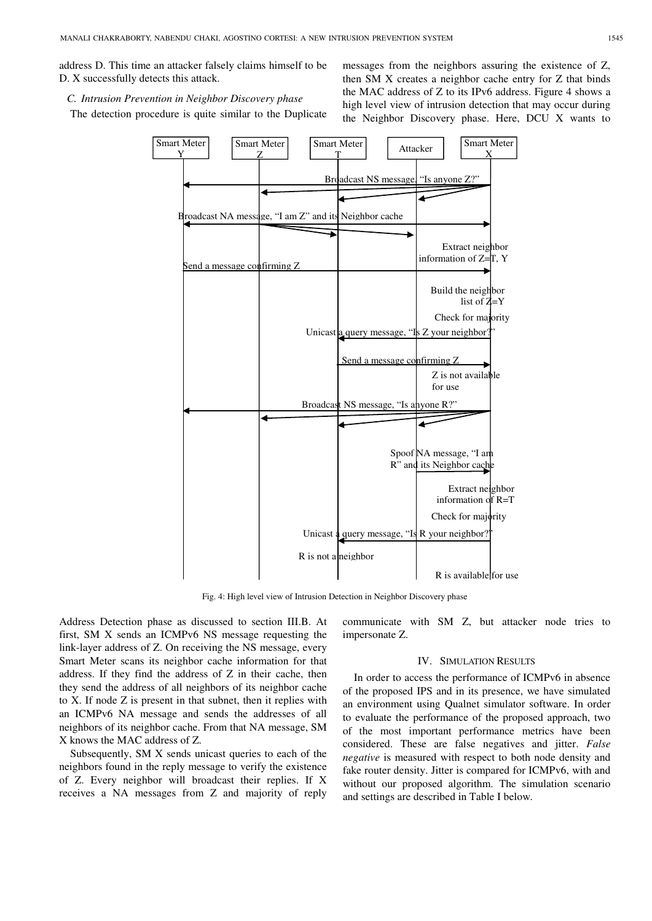address D. This time an attacker falsely claims himself to be D. X successfully detects this attack.

### C. Intrusion Prevention in Neighbor Discovery phase

The detection procedure is quite similar to the Duplicate Address Detection phase as discussed to section III.B. At first, SM X sends an ICMPv6 NS message requesting the link-layer address of Z. On receiving the NS message, every Smart Meter scans its neighbor cache information for that address. If they find the address of Z in their cache, then they send the address of all neighbors of its neighbor cache to X. If node Z is present in that subnet, then it replies with an ICMPv6 NA message and sends the addresses of all neighbors of its neighbor cache. From that NA message, SM X knows the MAC address of Z.

Subsequently, SM X sends unicast queries to each of the neighbors found in the reply message to verify the existence of Z. Every neighbor will broadcast their replies. If X receives a NA messages from Z and majority of reply messages from the neighbors assuring the existence of Z, then SM X creates a neighbor cache entry for Z that binds the MAC address of Z to its IPv6 address. Figure 4 shows a high level view of intrusion detection that may occur during the Neighbor Discovery phase. Here, DCU X wants to communicate with SM Z, but attacker node tries to impersonate Z.

Fig. 4: High level view of Intrusion Detection in Neighbor Discovery phase

## IV. Simulation Results

In order to access the performance of ICMPv6 in absence of the proposed IPS and in its presence, we have simulated an environment using Qualnet simulator software. In order to evaluate the performance of the proposed approach, two of the most important performance metrics have been considered. These are false negatives and jitter. *False negative* is measured with respect to both node density and fake router density. Jitter is compared for ICMPv6, with and without our proposed algorithm. The simulation scenario and settings are described in Table I below.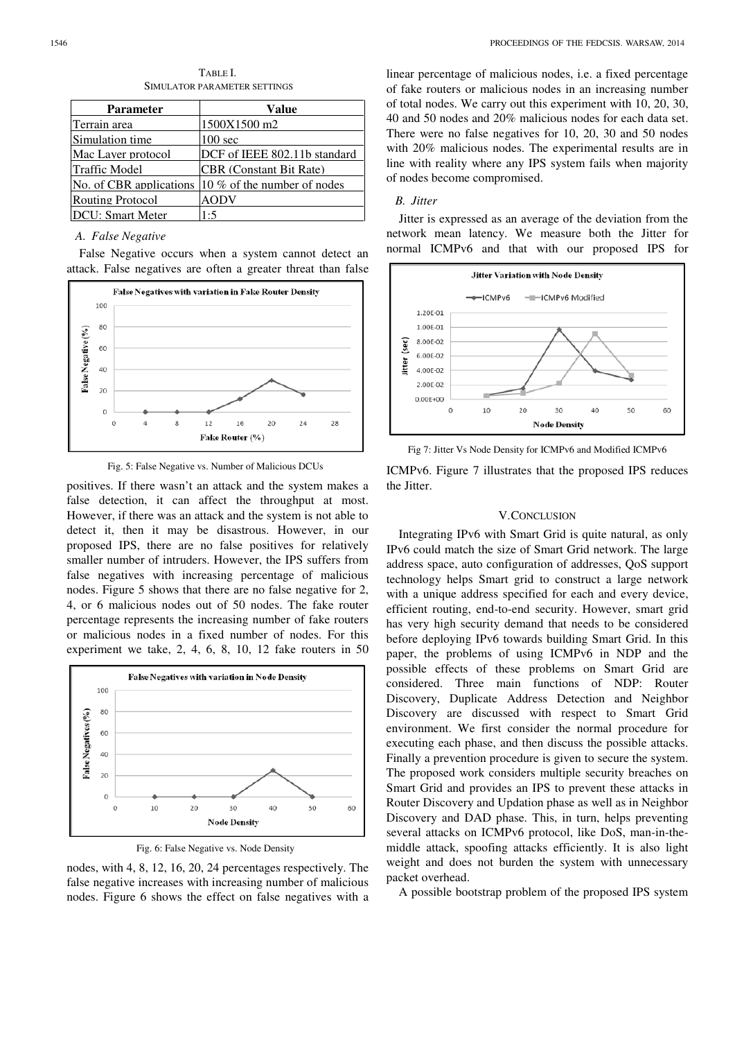TABLE I.
SIMULATOR PARAMETER SETTINGS

| Parameter | Value |
| --- | --- |
| Terrain area | 1500X1500 m2 |
| Simulation time | 100 sec |
| Mac Layer protocol | DCF of IEEE 802.11b standard |
| Traffic Model | CBR (Constant Bit Rate) |
| No. of CBR applications | 10 % of the number of nodes |
| Routing Protocol | AODV |
| DCU: Smart Meter | 1:5 |

### *A. False Negative*

False Negative occurs when a system cannot detect an attack. False negatives are often a greater threat than false positives. If there wasn't an attack and the system makes a false detection, it can affect the throughput at most. However, if there was an attack and the system is not able to detect it, then it may be disastrous. However, in our proposed IPS, there are no false positives for relatively smaller number of intruders. However, the IPS suffers from false negatives with increasing percentage of malicious nodes. Figure 5 shows that there are no false negative for 2, 4, or 6 malicious nodes out of 50 nodes. The fake router percentage represents the increasing number of fake routers or malicious nodes in a fixed number of nodes. For this experiment we take, 2, 4, 6, 8, 10, 12 fake routers in 50 nodes, with 4, 8, 12, 16, 20, 24 percentages respectively. The false negative increases with increasing number of malicious nodes. Figure 6 shows the effect on false negatives with a linear percentage of malicious nodes, i.e. a fixed percentage of fake routers or malicious nodes in an increasing number of total nodes. We carry out this experiment with 10, 20, 30, 40 and 50 nodes and 20% malicious nodes for each data set. There were no false negatives for 10, 20, 30 and 50 nodes with 20% malicious nodes. The experimental results are in line with reality where any IPS system fails when majority of nodes become compromised.

Fig. 5: False Negative vs. Number of Malicious DCUs

Fig. 6: False Negative vs. Node Density

### *B. Jitter*

Jitter is expressed as an average of the deviation from the network mean latency. We measure both the Jitter for normal ICMPv6 and that with our proposed IPS for ICMPv6. Figure 7 illustrates that the proposed IPS reduces the Jitter.

Fig 7: Jitter Vs Node Density for ICMPv6 and Modified ICMPv6

## V. CONCLUSION

Integrating IPv6 with Smart Grid is quite natural, as only IPv6 could match the size of Smart Grid network. The large address space, auto configuration of addresses, QoS support technology helps Smart grid to construct a large network with a unique address specified for each and every device, efficient routing, end-to-end security. However, smart grid has very high security demand that needs to be considered before deploying IPv6 towards building Smart Grid. In this paper, the problems of using ICMPv6 in NDP and the possible effects of these problems on Smart Grid are considered. Three main functions of NDP: Router Discovery, Duplicate Address Detection and Neighbor Discovery are discussed with respect to Smart Grid environment. We first consider the normal procedure for executing each phase, and then discuss the possible attacks. Finally a prevention procedure is given to secure the system. The proposed work considers multiple security breaches on Smart Grid and provides an IPS to prevent these attacks in Router Discovery and Updation phase as well as in Neighbor Discovery and DAD phase. This, in turn, helps preventing several attacks on ICMPv6 protocol, like DoS, man-in-the-middle attack, spoofing attacks efficiently. It is also light weight and does not burden the system with unnecessary packet overhead.

A possible bootstrap problem of the proposed IPS system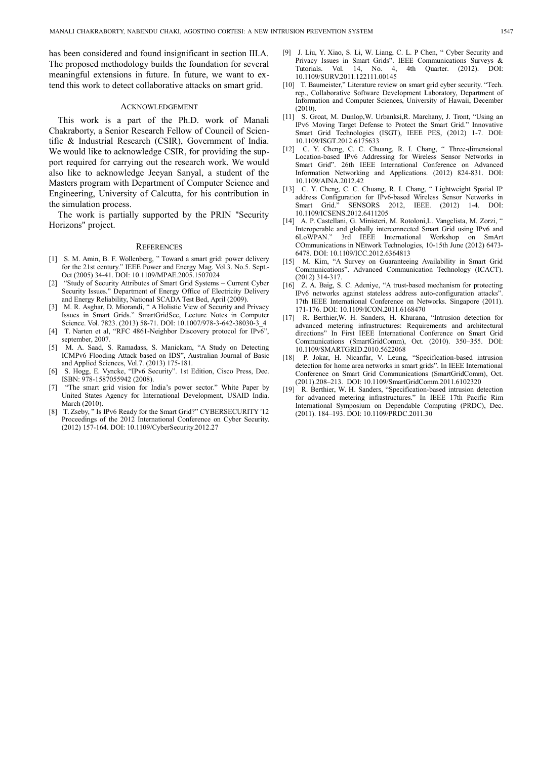has been considered and found insignificant in section III.A. The proposed methodology builds the foundation for several meaningful extensions in future. In future, we want to extend this work to detect collaborative attacks on smart grid.

## Acknowledgement

This work is a part of the Ph.D. work of Manali Chakraborty, a Senior Research Fellow of Council of Scientific & Industrial Research (CSIR), Government of India. We would like to acknowledge CSIR, for providing the support required for carrying out the research work. We would also like to acknowledge Jeeyan Sanyal, a student of the Masters program with Department of Computer Science and Engineering, University of Calcutta, for his contribution in the simulation process.

The work is partially supported by the PRIN "Security Horizons" project.

## References

[1] S. M. Amin, B. F. Wollenberg, " Toward a smart grid: power delivery for the 21st century." IEEE Power and Energy Mag. Vol.3. No.5. Sept.-Oct (2005) 34-41. DOI: 10.1109/MPAE.2005.1507024

[2] "Study of Security Attributes of Smart Grid Systems – Current Cyber Security Issues." Department of Energy Office of Electricity Delivery and Energy Reliability, National SCADA Test Bed, April (2009).

[3] M. R. Asghar, D. Miorandi, " A Holistic View of Security and Privacy Issues in Smart Grids." SmartGridSec, Lecture Notes in Computer Science. Vol. 7823. (2013) 58-71. DOI: 10.1007/978-3-642-38030-3_4

[4] T. Narten et al, "RFC 4861-Neighbor Discovery protocol for IPv6", september, 2007.

[5] M. A. Saad, S. Ramadass, S. Manickam, "A Study on Detecting ICMPv6 Flooding Attack based on IDS", Australian Journal of Basic and Applied Sciences, Vol.7. (2013) 175-181.

[6] S. Hogg, E. Vyncke, "IPv6 Security". 1st Edition, Cisco Press, Dec. ISBN: 978-1587055942 (2008).

[7] "The smart grid vision for India's power sector." White Paper by United States Agency for International Development, USAID India. March (2010).

[8] T. Zseby, " Is IPv6 Ready for the Smart Grid?" CYBERSECURITY '12 Proceedings of the 2012 International Conference on Cyber Security. (2012) 157-164. DOI: 10.1109/CyberSecurity.2012.27

[9] J. Liu, Y. Xiao, S. Li, W. Liang, C. L. P Chen, " Cyber Security and Privacy Issues in Smart Grids". IEEE Communications Surveys & Tutorials. Vol. 14, No. 4, 4th Quarter. (2012). DOI: 10.1109/SURV.2011.122111.00145

[10] T. Baumeister," Literature review on smart grid cyber security. "Tech. rep., Collaborative Software Development Laboratory, Department of Information and Computer Sciences, University of Hawaii, December (2010).

[11] S. Groat, M. Dunlop,W. Urbanksi,R. Marchany, J. Tront, "Using an IPv6 Moving Target Defense to Protect the Smart Grid." Innovative Smart Grid Technologies (ISGT), IEEE PES, (2012) 1-7. DOI: 10.1109/ISGT.2012.6175633

[12] C. Y. Cheng, C. C. Chuang, R. I. Chang, " Three-dimensional Location-based IPv6 Addressing for Wireless Sensor Networks in Smart Grid". 26th IEEE International Conference on Advanced Information Networking and Applications. (2012) 824-831. DOI: 10.1109/AINA.2012.42

[13] C. Y. Cheng, C. C. Chuang, R. I. Chang, " Lightweight Spatial IP address Configuration for IPv6-based Wireless Sensor Networks in Smart Grid." SENSORS 2012, IEEE. (2012) 1-4. DOI: 10.1109/ICSENS.2012.6411205

[14] A. P. Castellani, G. Ministeri, M. Rotoloni,L. Vangelista, M. Zorzi, " Interoperable and globally interconnected Smart Grid using IPv6 and 6LoWPAN." 3rd IEEE International Workshop on SmArt COmmunications in NEtwork Technologies, 10-15th June (2012) 6473-6478. DOI: 10.1109/ICC.2012.6364813

[15] M. Kim, "A Survey on Guaranteeing Availability in Smart Grid Communications". Advanced Communication Technology (ICACT). (2012) 314-317.

[16] Z. A. Baig, S. C. Adeniye, "A trust-based mechanism for protecting IPv6 networks against stateless address auto-configuration attacks". 17th IEEE International Conference on Networks. Singapore (2011). 171-176. DOI: 10.1109/ICON.2011.6168470

[17] R. Berthier,W. H. Sanders, H. Khurana, "Intrusion detection for advanced metering infrastructures: Requirements and architectural directions" In First IEEE International Conference on Smart Grid Communications (SmartGridComm), Oct. (2010). 350–355. DOI: 10.1109/SMARTGRID.2010.5622068

[18] P. Jokar, H. Nicanfar, V. Leung, "Specification-based intrusion detection for home area networks in smart grids". In IEEE International Conference on Smart Grid Communications (SmartGridComm), Oct. (2011).208–213. DOI: 10.1109/SmartGridComm.2011.6102320

[19] R. Berthier, W. H. Sanders, "Specification-based intrusion detection for advanced metering infrastructures." In IEEE 17th Pacific Rim International Symposium on Dependable Computing (PRDC), Dec. (2011). 184–193. DOI: 10.1109/PRDC.2011.30